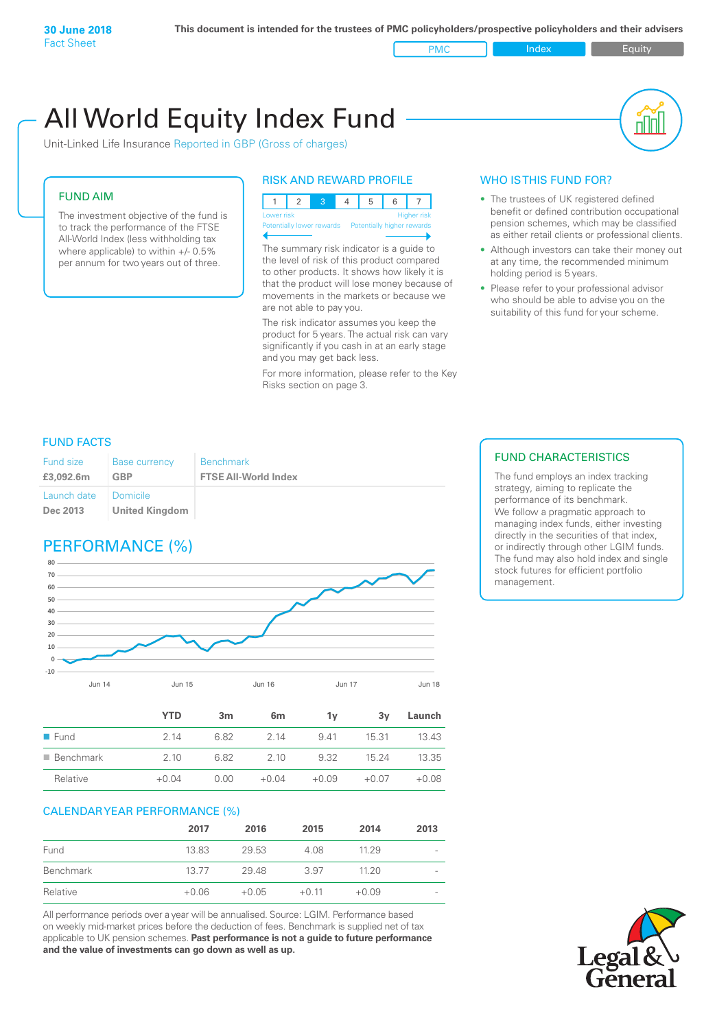**30 June 2018**
Fact Sheet

**This document is intended for the trustees of PMC policyholders/prospective policyholders and their advisers**

PMC | Index | Equity

# All World Equity Index Fund

Unit-Linked Life Insurance Reported in GBP (Gross of charges)

## FUND AIM

The investment objective of the fund is to track the performance of the FTSE All-World Index (less withholding tax where applicable) to within +/- 0.5% per annum for two years out of three.

## RISK AND REWARD PROFILE

1 2 3 4 5 6 7

Lower risk — Higher risk
Potentially lower rewards — Potentially higher rewards

The summary risk indicator is a guide to the level of risk of this product compared to other products. It shows how likely it is that the product will lose money because of movements in the markets or because we are not able to pay you.

The risk indicator assumes you keep the product for 5 years. The actual risk can vary significantly if you cash in at an early stage and you may get back less.

For more information, please refer to the Key Risks section on page 3.

## WHO IS THIS FUND FOR?

- The trustees of UK registered defined benefit or defined contribution occupational pension schemes, which may be classified as either retail clients or professional clients.
- Although investors can take their money out at any time, the recommended minimum holding period is 5 years.
- Please refer to your professional advisor who should be able to advise you on the suitability of this fund for your scheme.

## FUND FACTS

| Fund size | Base currency | Benchmark |
|---|---|---|
| **£3,092.6m** | **GBP** | **FTSE All-World Index** |
| Launch date | Domicile | |
| **Dec 2013** | **United Kingdom** | |

## FUND CHARACTERISTICS

The fund employs an index tracking strategy, aiming to replicate the performance of its benchmark. We follow a pragmatic approach to managing index funds, either investing directly in the securities of that index, or indirectly through other LGIM funds. The fund may also hold index and single stock futures for efficient portfolio management.

## PERFORMANCE (%)

80
70
60
50
40
30
20
10
0
-10
Jun 14 Jun 15 Jun 16 Jun 17 Jun 18

| | YTD | 3m | 6m | 1y | 3y | Launch |
|---|---|---|---|---|---|---|
| Fund | 2.14 | 6.82 | 2.14 | 9.41 | 15.31 | 13.43 |
| Benchmark | 2.10 | 6.82 | 2.10 | 9.32 | 15.24 | 13.35 |
| Relative | +0.04 | 0.00 | +0.04 | +0.09 | +0.07 | +0.08 |

## CALENDAR YEAR PERFORMANCE (%)

| | 2017 | 2016 | 2015 | 2014 | 2013 |
|---|---|---|---|---|---|
| Fund | 13.83 | 29.53 | 4.08 | 11.29 | - |
| Benchmark | 13.77 | 29.48 | 3.97 | 11.20 | - |
| Relative | +0.06 | +0.05 | +0.11 | +0.09 | - |

All performance periods over a year will be annualised. Source: LGIM. Performance based on weekly mid-market prices before the deduction of fees. Benchmark is supplied net of tax applicable to UK pension schemes. **Past performance is not a guide to future performance and the value of investments can go down as well as up.**

Legal & General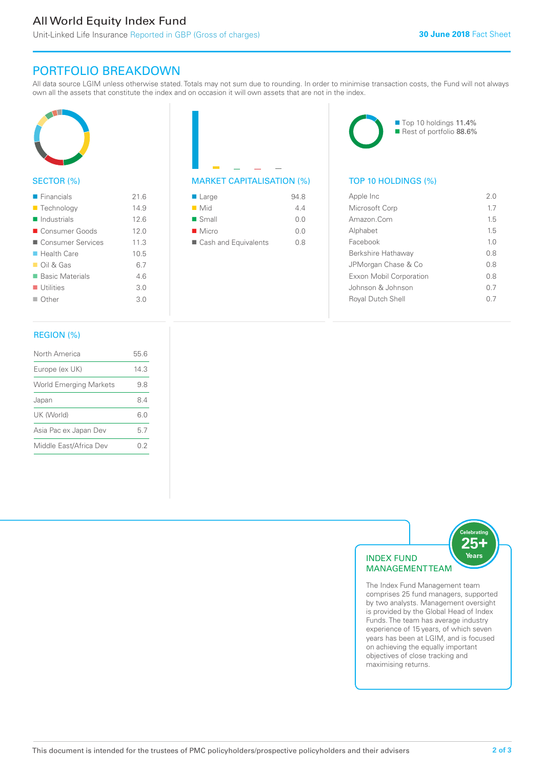# All World Equity Index Fund

Unit-Linked Life Insurance Reported in GBP (Gross of charges)

30 June 2018 Fact Sheet

## PORTFOLIO BREAKDOWN

All data source LGIM unless otherwise stated. Totals may not sum due to rounding. In order to minimise transaction costs, the Fund will not always own all the assets that constitute the index and on occasion it will own assets that are not in the index.

### SECTOR (%)

| | |
|---|---|
| Financials | 21.6 |
| Technology | 14.9 |
| Industrials | 12.6 |
| Consumer Goods | 12.0 |
| Consumer Services | 11.3 |
| Health Care | 10.5 |
| Oil & Gas | 6.7 |
| Basic Materials | 4.6 |
| Utilities | 3.0 |
| Other | 3.0 |

### MARKET CAPITALISATION (%)

| | |
|---|---|
| Large | 94.8 |
| Mid | 4.4 |
| Small | 0.0 |
| Micro | 0.0 |
| Cash and Equivalents | 0.8 |

Top 10 holdings 11.4%
Rest of portfolio 88.6%

### TOP 10 HOLDINGS (%)

| | |
|---|---|
| Apple Inc | 2.0 |
| Microsoft Corp | 1.7 |
| Amazon.Com | 1.5 |
| Alphabet | 1.5 |
| Facebook | 1.0 |
| Berkshire Hathaway | 0.8 |
| JPMorgan Chase & Co | 0.8 |
| Exxon Mobil Corporation | 0.8 |
| Johnson & Johnson | 0.7 |
| Royal Dutch Shell | 0.7 |

### REGION (%)

| | |
|---|---|
| North America | 55.6 |
| Europe (ex UK) | 14.3 |
| World Emerging Markets | 9.8 |
| Japan | 8.4 |
| UK (World) | 6.0 |
| Asia Pac ex Japan Dev | 5.7 |
| Middle East/Africa Dev | 0.2 |

### INDEX FUND MANAGEMENT TEAM

Celebrating 25+ Years

The Index Fund Management team comprises 25 fund managers, supported by two analysts. Management oversight is provided by the Global Head of Index Funds. The team has average industry experience of 15 years, of which seven years has been at LGIM, and is focused on achieving the equally important objectives of close tracking and maximising returns.

This document is intended for the trustees of PMC policyholders/prospective policyholders and their advisers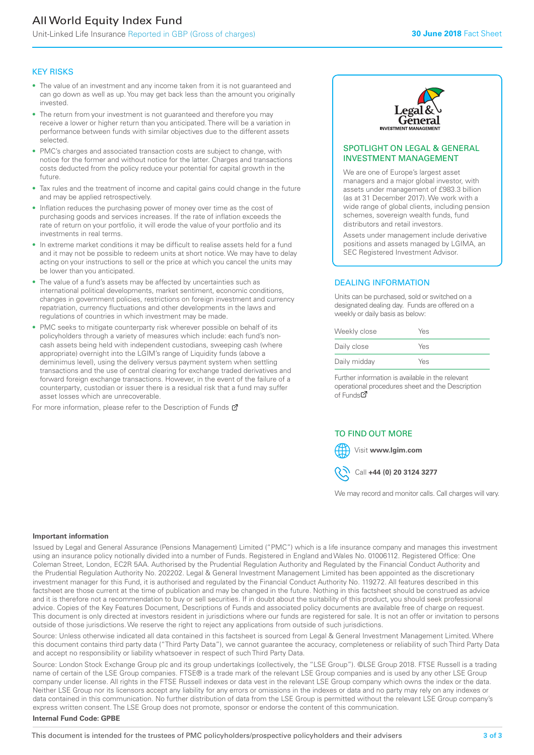# All World Equity Index Fund

Unit-Linked Life Insurance Reported in GBP (Gross of charges)

**30 June 2018** Fact Sheet

## KEY RISKS

- The value of an investment and any income taken from it is not guaranteed and can go down as well as up. You may get back less than the amount you originally invested.
- The return from your investment is not guaranteed and therefore you may receive a lower or higher return than you anticipated. There will be a variation in performance between funds with similar objectives due to the different assets selected.
- PMC's charges and associated transaction costs are subject to change, with notice for the former and without notice for the latter. Charges and transactions costs deducted from the policy reduce your potential for capital growth in the future.
- Tax rules and the treatment of income and capital gains could change in the future and may be applied retrospectively.
- Inflation reduces the purchasing power of money over time as the cost of purchasing goods and services increases. If the rate of inflation exceeds the rate of return on your portfolio, it will erode the value of your portfolio and its investments in real terms.
- In extreme market conditions it may be difficult to realise assets held for a fund and it may not be possible to redeem units at short notice. We may have to delay acting on your instructions to sell or the price at which you cancel the units may be lower than you anticipated.
- The value of a fund's assets may be affected by uncertainties such as international political developments, market sentiment, economic conditions, changes in government policies, restrictions on foreign investment and currency repatriation, currency fluctuations and other developments in the laws and regulations of countries in which investment may be made.
- PMC seeks to mitigate counterparty risk wherever possible on behalf of its policyholders through a variety of measures which include: each fund's non-cash assets being held with independent custodians, sweeping cash (where appropriate) overnight into the LGIM's range of Liquidity funds (above a deminimus level), using the delivery versus payment system when settling transactions and the use of central clearing for exchange traded derivatives and forward foreign exchange transactions. However, in the event of the failure of a counterparty, custodian or issuer there is a residual risk that a fund may suffer asset losses which are unrecoverable.

For more information, please refer to the Description of Funds

## SPOTLIGHT ON LEGAL & GENERAL INVESTMENT MANAGEMENT

We are one of Europe's largest asset managers and a major global investor, with assets under management of £983.3 billion (as at 31 December 2017). We work with a wide range of global clients, including pension schemes, sovereign wealth funds, fund distributors and retail investors.

Assets under management include derivative positions and assets managed by LGIMA, an SEC Registered Investment Advisor.

## DEALING INFORMATION

Units can be purchased, sold or switched on a designated dealing day. Funds are offered on a weekly or daily basis as below:

| | |
|---|---|
| Weekly close | Yes |
| Daily close | Yes |
| Daily midday | Yes |

Further information is available in the relevant operational procedures sheet and the Description of Funds

## TO FIND OUT MORE

Visit **www.lgim.com**

Call **+44 (0) 20 3124 3277**

We may record and monitor calls. Call charges will vary.

**Important information**

Issued by Legal and General Assurance (Pensions Management) Limited ("PMC") which is a life insurance company and manages this investment using an insurance policy notionally divided into a number of Funds. Registered in England and Wales No. 01006112. Registered Office: One Coleman Street, London, EC2R 5AA. Authorised by the Prudential Regulation Authority and Regulated by the Financial Conduct Authority and the Prudential Regulation Authority No. 202202. Legal & General Investment Management Limited has been appointed as the discretionary investment manager for this Fund, it is authorised and regulated by the Financial Conduct Authority No. 119272. All features described in this factsheet are those current at the time of publication and may be changed in the future. Nothing in this factsheet should be construed as advice and it is therefore not a recommendation to buy or sell securities. If in doubt about the suitability of this product, you should seek professional advice. Copies of the Key Features Document, Descriptions of Funds and associated policy documents are available free of charge on request. This document is only directed at investors resident in jurisdictions where our funds are registered for sale. It is not an offer or invitation to persons outside of those jurisdictions. We reserve the right to reject any applications from outside of such jurisdictions.

Source: Unless otherwise indicated all data contained in this factsheet is sourced from Legal & General Investment Management Limited. Where this document contains third party data ("Third Party Data"), we cannot guarantee the accuracy, completeness or reliability of such Third Party Data and accept no responsibility or liability whatsoever in respect of such Third Party Data.

Source: London Stock Exchange Group plc and its group undertakings (collectively, the "LSE Group"). ©LSE Group 2018. FTSE Russell is a trading name of certain of the LSE Group companies. FTSE® is a trade mark of the relevant LSE Group companies and is used by any other LSE Group company under license. All rights in the FTSE Russell indexes or data vest in the relevant LSE Group company which owns the index or the data. Neither LSE Group nor its licensors accept any liability for any errors or omissions in the indexes or data and no party may rely on any indexes or data contained in this communication. No further distribution of data from the LSE Group is permitted without the relevant LSE Group company's express written consent. The LSE Group does not promote, sponsor or endorse the content of this communication.

**Internal Fund Code: GPBE**

This document is intended for the trustees of PMC policyholders/prospective policyholders and their advisers